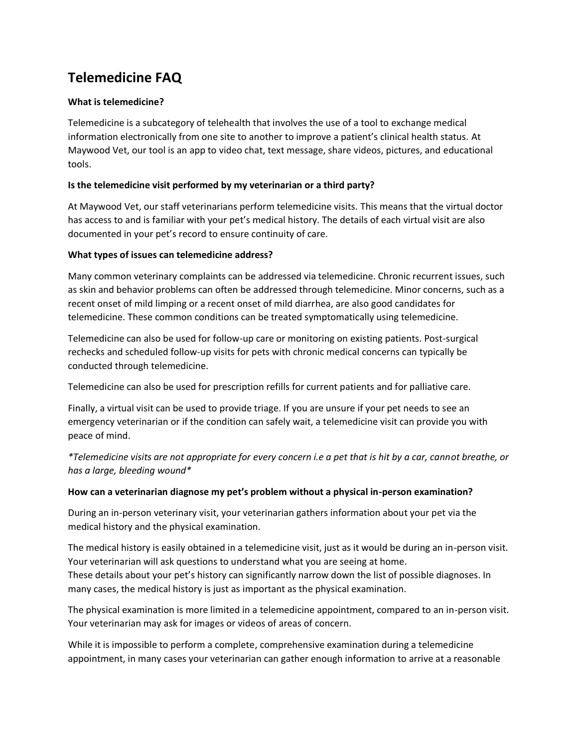# Telemedicine FAQ

**What is telemedicine?**

Telemedicine is a subcategory of telehealth that involves the use of a tool to exchange medical information electronically from one site to another to improve a patient's clinical health status. At Maywood Vet, our tool is an app to video chat, text message, share videos, pictures, and educational tools.

**Is the telemedicine visit performed by my veterinarian or a third party?**

At Maywood Vet, our staff veterinarians perform telemedicine visits. This means that the virtual doctor has access to and is familiar with your pet's medical history. The details of each virtual visit are also documented in your pet's record to ensure continuity of care.

**What types of issues can telemedicine address?**

Many common veterinary complaints can be addressed via telemedicine. Chronic recurrent issues, such as skin and behavior problems can often be addressed through telemedicine. Minor concerns, such as a recent onset of mild limping or a recent onset of mild diarrhea, are also good candidates for telemedicine. These common conditions can be treated symptomatically using telemedicine.

Telemedicine can also be used for follow-up care or monitoring on existing patients. Post-surgical rechecks and scheduled follow-up visits for pets with chronic medical concerns can typically be conducted through telemedicine.

Telemedicine can also be used for prescription refills for current patients and for palliative care.

Finally, a virtual visit can be used to provide triage. If you are unsure if your pet needs to see an emergency veterinarian or if the condition can safely wait, a telemedicine visit can provide you with peace of mind.

*\*Telemedicine visits are not appropriate for every concern i.e a pet that is hit by a car, cannot breathe, or has a large, bleeding wound\**

**How can a veterinarian diagnose my pet's problem without a physical in-person examination?**

During an in-person veterinary visit, your veterinarian gathers information about your pet via the medical history and the physical examination.

The medical history is easily obtained in a telemedicine visit, just as it would be during an in-person visit. Your veterinarian will ask questions to understand what you are seeing at home.
These details about your pet's history can significantly narrow down the list of possible diagnoses. In many cases, the medical history is just as important as the physical examination.

The physical examination is more limited in a telemedicine appointment, compared to an in-person visit. Your veterinarian may ask for images or videos of areas of concern.

While it is impossible to perform a complete, comprehensive examination during a telemedicine appointment, in many cases your veterinarian can gather enough information to arrive at a reasonable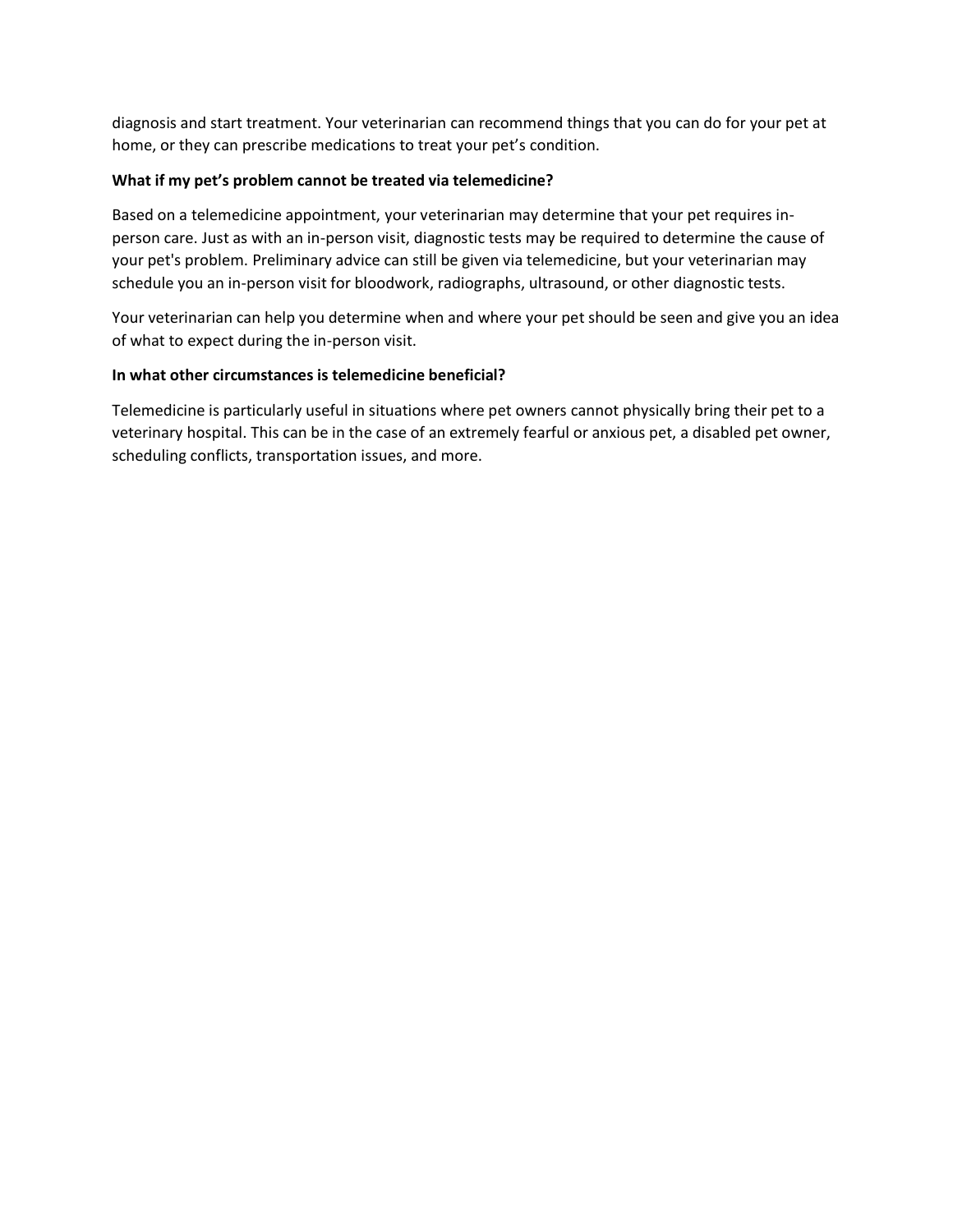diagnosis and start treatment. Your veterinarian can recommend things that you can do for your pet at home, or they can prescribe medications to treat your pet's condition.

**What if my pet's problem cannot be treated via telemedicine?**

Based on a telemedicine appointment, your veterinarian may determine that your pet requires in-person care. Just as with an in-person visit, diagnostic tests may be required to determine the cause of your pet's problem. Preliminary advice can still be given via telemedicine, but your veterinarian may schedule you an in-person visit for bloodwork, radiographs, ultrasound, or other diagnostic tests.

Your veterinarian can help you determine when and where your pet should be seen and give you an idea of what to expect during the in-person visit.

**In what other circumstances is telemedicine beneficial?**

Telemedicine is particularly useful in situations where pet owners cannot physically bring their pet to a veterinary hospital. This can be in the case of an extremely fearful or anxious pet, a disabled pet owner, scheduling conflicts, transportation issues, and more.